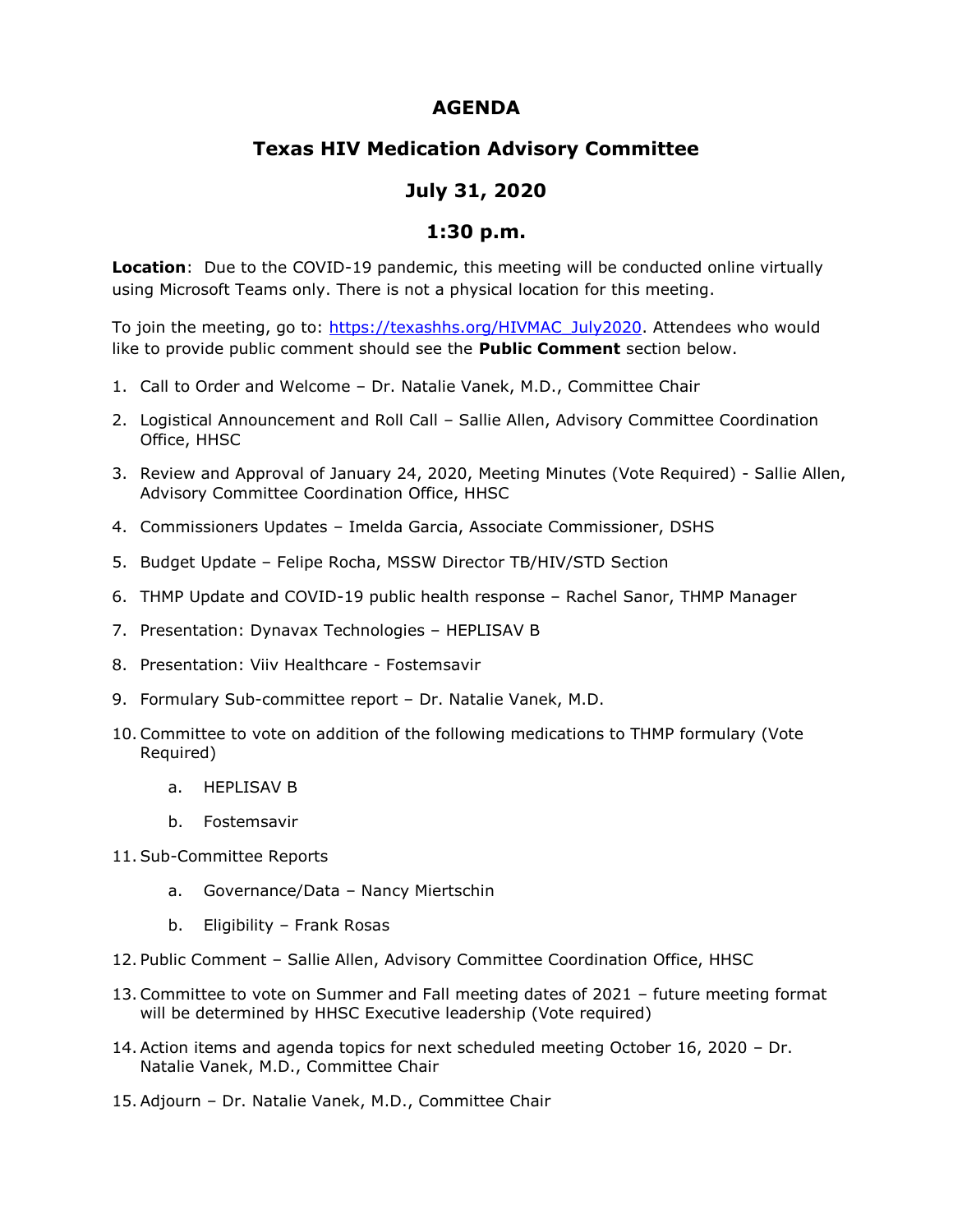# AGENDA

## Texas HIV Medication Advisory Committee

## July 31, 2020

## 1:30 p.m.

**Location**: Due to the COVID-19 pandemic, this meeting will be conducted online virtually using Microsoft Teams only. There is not a physical location for this meeting.

To join the meeting, go to: https://texashhs.org/HIVMAC_July2020. Attendees who would like to provide public comment should see the **Public Comment** section below.

1. Call to Order and Welcome – Dr. Natalie Vanek, M.D., Committee Chair
2. Logistical Announcement and Roll Call – Sallie Allen, Advisory Committee Coordination Office, HHSC
3. Review and Approval of January 24, 2020, Meeting Minutes (Vote Required) - Sallie Allen, Advisory Committee Coordination Office, HHSC
4. Commissioners Updates – Imelda Garcia, Associate Commissioner, DSHS
5. Budget Update – Felipe Rocha, MSSW Director TB/HIV/STD Section
6. THMP Update and COVID-19 public health response – Rachel Sanor, THMP Manager
7. Presentation: Dynavax Technologies – HEPLISAV B
8. Presentation: Viiv Healthcare - Fostemsavir
9. Formulary Sub-committee report – Dr. Natalie Vanek, M.D.
10. Committee to vote on addition of the following medications to THMP formulary (Vote Required)
    a. HEPLISAV B
    b. Fostemsavir
11. Sub-Committee Reports
    a. Governance/Data – Nancy Miertschin
    b. Eligibility – Frank Rosas
12. Public Comment – Sallie Allen, Advisory Committee Coordination Office, HHSC
13. Committee to vote on Summer and Fall meeting dates of 2021 – future meeting format will be determined by HHSC Executive leadership (Vote required)
14. Action items and agenda topics for next scheduled meeting October 16, 2020 – Dr. Natalie Vanek, M.D., Committee Chair
15. Adjourn – Dr. Natalie Vanek, M.D., Committee Chair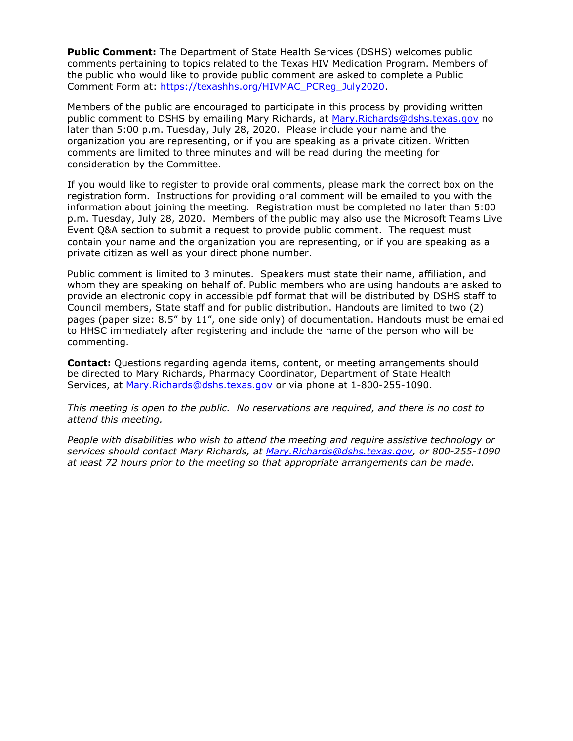**Public Comment:** The Department of State Health Services (DSHS) welcomes public comments pertaining to topics related to the Texas HIV Medication Program. Members of the public who would like to provide public comment are asked to complete a Public Comment Form at: [https://texashhs.org/HIVMAC_PCReg_July2020](https://texashhs.org/HIVMAC_PCReg_July2020).

Members of the public are encouraged to participate in this process by providing written public comment to DSHS by emailing Mary Richards, at [Mary.Richards@dshs.texas.gov](mailto:Mary.Richards@dshs.texas.gov) no later than 5:00 p.m. Tuesday, July 28, 2020. Please include your name and the organization you are representing, or if you are speaking as a private citizen. Written comments are limited to three minutes and will be read during the meeting for consideration by the Committee.

If you would like to register to provide oral comments, please mark the correct box on the registration form. Instructions for providing oral comment will be emailed to you with the information about joining the meeting. Registration must be completed no later than 5:00 p.m. Tuesday, July 28, 2020. Members of the public may also use the Microsoft Teams Live Event Q&A section to submit a request to provide public comment. The request must contain your name and the organization you are representing, or if you are speaking as a private citizen as well as your direct phone number.

Public comment is limited to 3 minutes. Speakers must state their name, affiliation, and whom they are speaking on behalf of. Public members who are using handouts are asked to provide an electronic copy in accessible pdf format that will be distributed by DSHS staff to Council members, State staff and for public distribution. Handouts are limited to two (2) pages (paper size: 8.5" by 11", one side only) of documentation. Handouts must be emailed to HHSC immediately after registering and include the name of the person who will be commenting.

**Contact:** Questions regarding agenda items, content, or meeting arrangements should be directed to Mary Richards, Pharmacy Coordinator, Department of State Health Services, at [Mary.Richards@dshs.texas.gov](mailto:Mary.Richards@dshs.texas.gov) or via phone at 1-800-255-1090.

*This meeting is open to the public. No reservations are required, and there is no cost to attend this meeting.*

*People with disabilities who wish to attend the meeting and require assistive technology or services should contact Mary Richards, at [Mary.Richards@dshs.texas.gov](mailto:Mary.Richards@dshs.texas.gov), or 800-255-1090 at least 72 hours prior to the meeting so that appropriate arrangements can be made.*